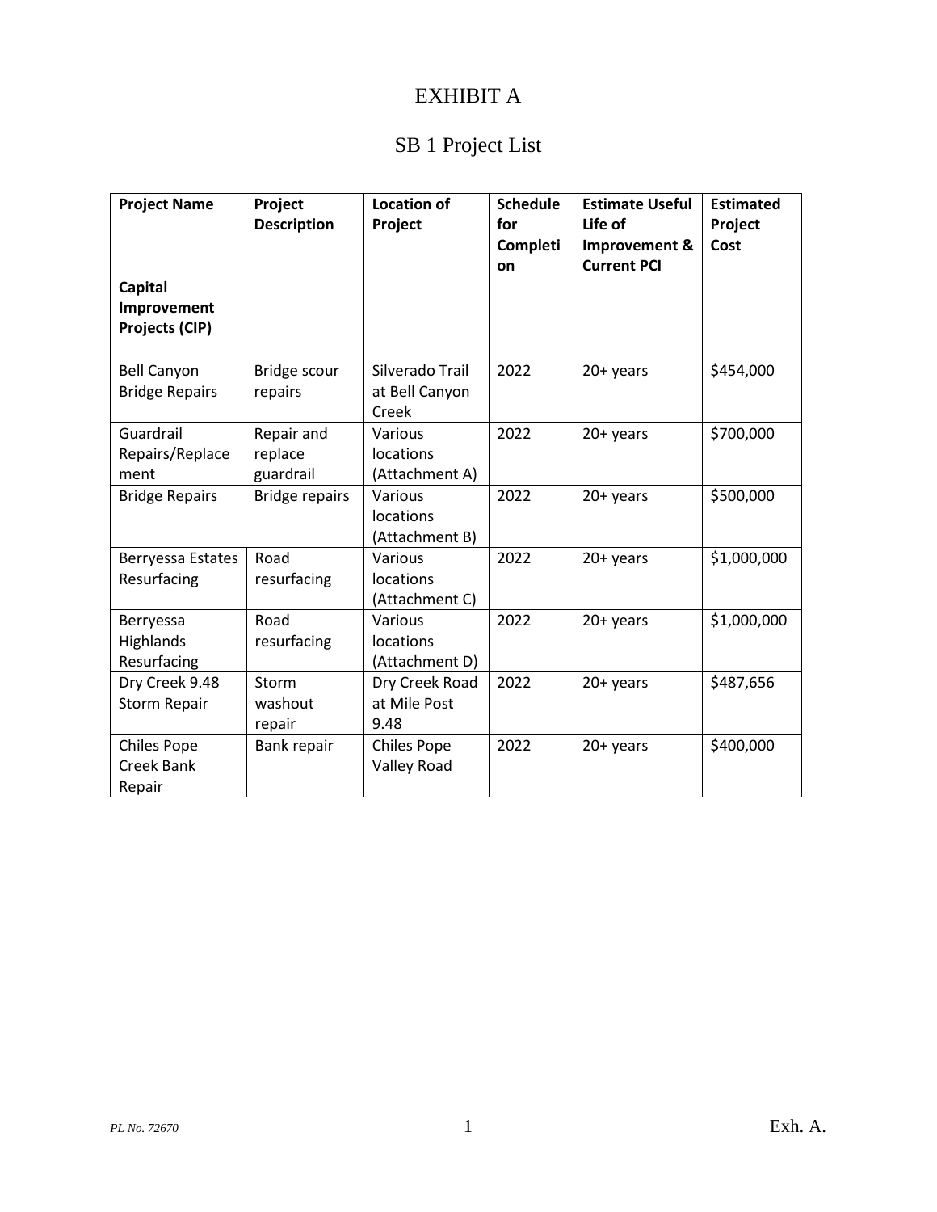# EXHIBIT A

## SB 1 Project List

| Project Name | Project Description | Location of Project | Schedule for Completion | Estimate Useful Life of Improvement & Current PCI | Estimated Project Cost |
|---|---|---|---|---|---|
| **Capital Improvement Projects (CIP)** | | | | | |
| | | | | | |
| Bell Canyon Bridge Repairs | Bridge scour repairs | Silverado Trail at Bell Canyon Creek | 2022 | 20+ years | $454,000 |
| Guardrail Repairs/Replacement | Repair and replace guardrail | Various locations (Attachment A) | 2022 | 20+ years | $700,000 |
| Bridge Repairs | Bridge repairs | Various locations (Attachment B) | 2022 | 20+ years | $500,000 |
| Berryessa Estates Resurfacing | Road resurfacing | Various locations (Attachment C) | 2022 | 20+ years | $1,000,000 |
| Berryessa Highlands Resurfacing | Road resurfacing | Various locations (Attachment D) | 2022 | 20+ years | $1,000,000 |
| Dry Creek 9.48 Storm Repair | Storm washout repair | Dry Creek Road at Mile Post 9.48 | 2022 | 20+ years | $487,656 |
| Chiles Pope Creek Bank Repair | Bank repair | Chiles Pope Valley Road | 2022 | 20+ years | $400,000 |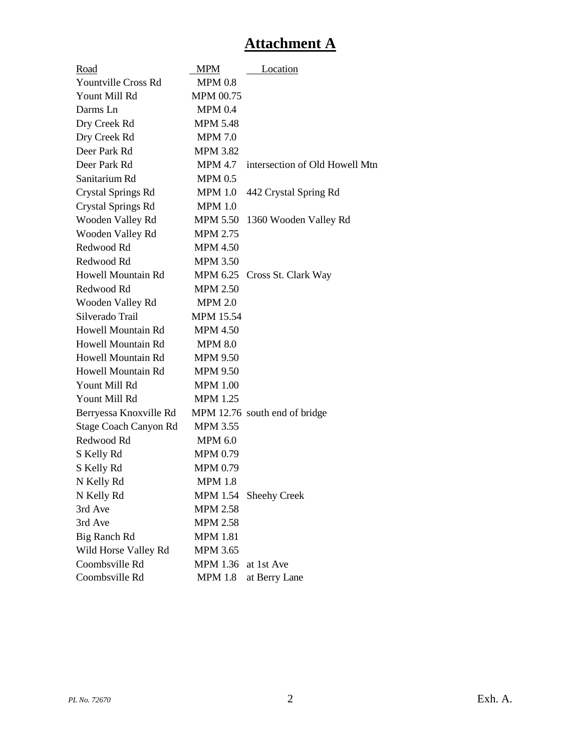# Attachment A

| Road | MPM | Location |
|---|---|---|
| Yountville Cross Rd | MPM 0.8 | |
| Yount Mill Rd | MPM 00.75 | |
| Darms Ln | MPM 0.4 | |
| Dry Creek Rd | MPM 5.48 | |
| Dry Creek Rd | MPM 7.0 | |
| Deer Park Rd | MPM 3.82 | |
| Deer Park Rd | MPM 4.7 | intersection of Old Howell Mtn |
| Sanitarium Rd | MPM 0.5 | |
| Crystal Springs Rd | MPM 1.0 | 442 Crystal Spring Rd |
| Crystal Springs Rd | MPM 1.0 | |
| Wooden Valley Rd | MPM 5.50 | 1360 Wooden Valley Rd |
| Wooden Valley Rd | MPM 2.75 | |
| Redwood Rd | MPM 4.50 | |
| Redwood Rd | MPM 3.50 | |
| Howell Mountain Rd | MPM 6.25 | Cross St. Clark Way |
| Redwood Rd | MPM 2.50 | |
| Wooden Valley Rd | MPM 2.0 | |
| Silverado Trail | MPM 15.54 | |
| Howell Mountain Rd | MPM 4.50 | |
| Howell Mountain Rd | MPM 8.0 | |
| Howell Mountain Rd | MPM 9.50 | |
| Howell Mountain Rd | MPM 9.50 | |
| Yount Mill Rd | MPM 1.00 | |
| Yount Mill Rd | MPM 1.25 | |
| Berryessa Knoxville Rd | MPM 12.76 | south end of bridge |
| Stage Coach Canyon Rd | MPM 3.55 | |
| Redwood Rd | MPM 6.0 | |
| S Kelly Rd | MPM 0.79 | |
| S Kelly Rd | MPM 0.79 | |
| N Kelly Rd | MPM 1.8 | |
| N Kelly Rd | MPM 1.54 | Sheehy Creek |
| 3rd Ave | MPM 2.58 | |
| 3rd Ave | MPM 2.58 | |
| Big Ranch Rd | MPM 1.81 | |
| Wild Horse Valley Rd | MPM 3.65 | |
| Coombsville Rd | MPM 1.36 | at 1st Ave |
| Coombsville Rd | MPM 1.8 | at Berry Lane |

*PL No. 72670* Exh. A.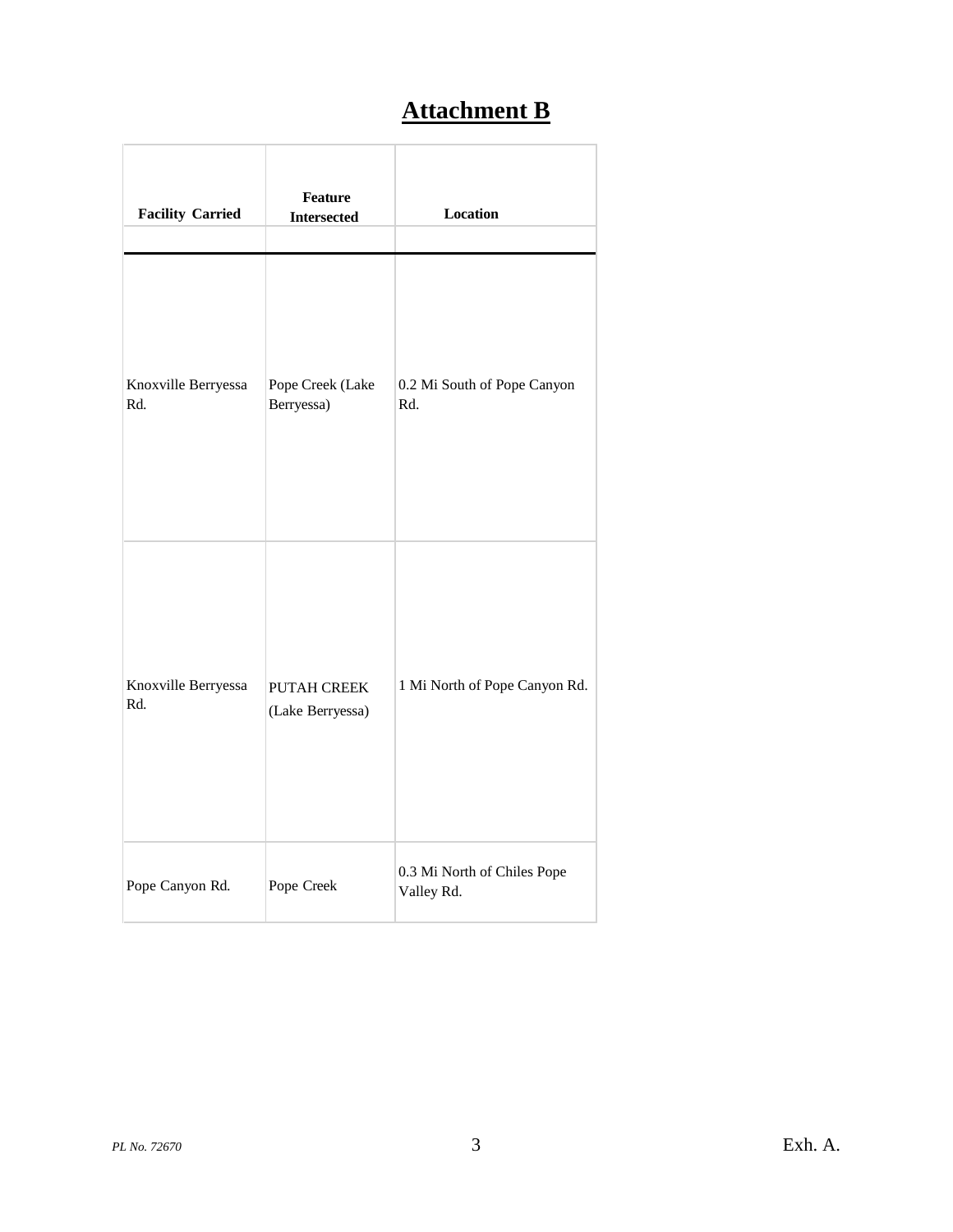# Attachment B

| Facility Carried | Feature Intersected | Location |
|---|---|---|
| Knoxville Berryessa Rd. | Pope Creek (Lake Berryessa) | 0.2 Mi South of Pope Canyon Rd. |
| Knoxville Berryessa Rd. | PUTAH CREEK (Lake Berryessa) | 1 Mi North of Pope Canyon Rd. |
| Pope Canyon Rd. | Pope Creek | 0.3 Mi North of Chiles Pope Valley Rd. |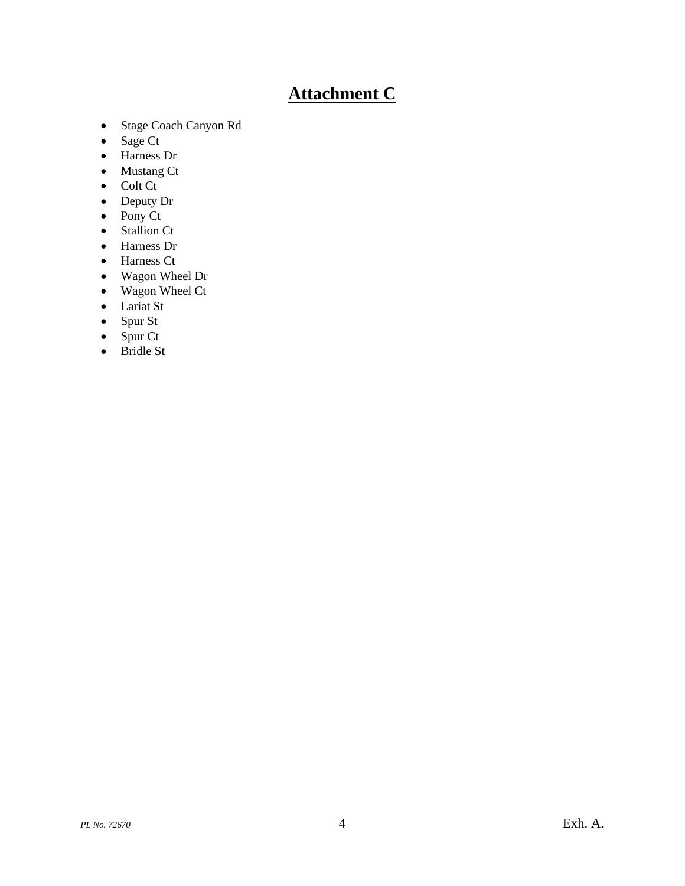# Attachment C

- Stage Coach Canyon Rd
- Sage Ct
- Harness Dr
- Mustang Ct
- Colt Ct
- Deputy Dr
- Pony Ct
- Stallion Ct
- Harness Dr
- Harness Ct
- Wagon Wheel Dr
- Wagon Wheel Ct
- Lariat St
- Spur St
- Spur Ct
- Bridle St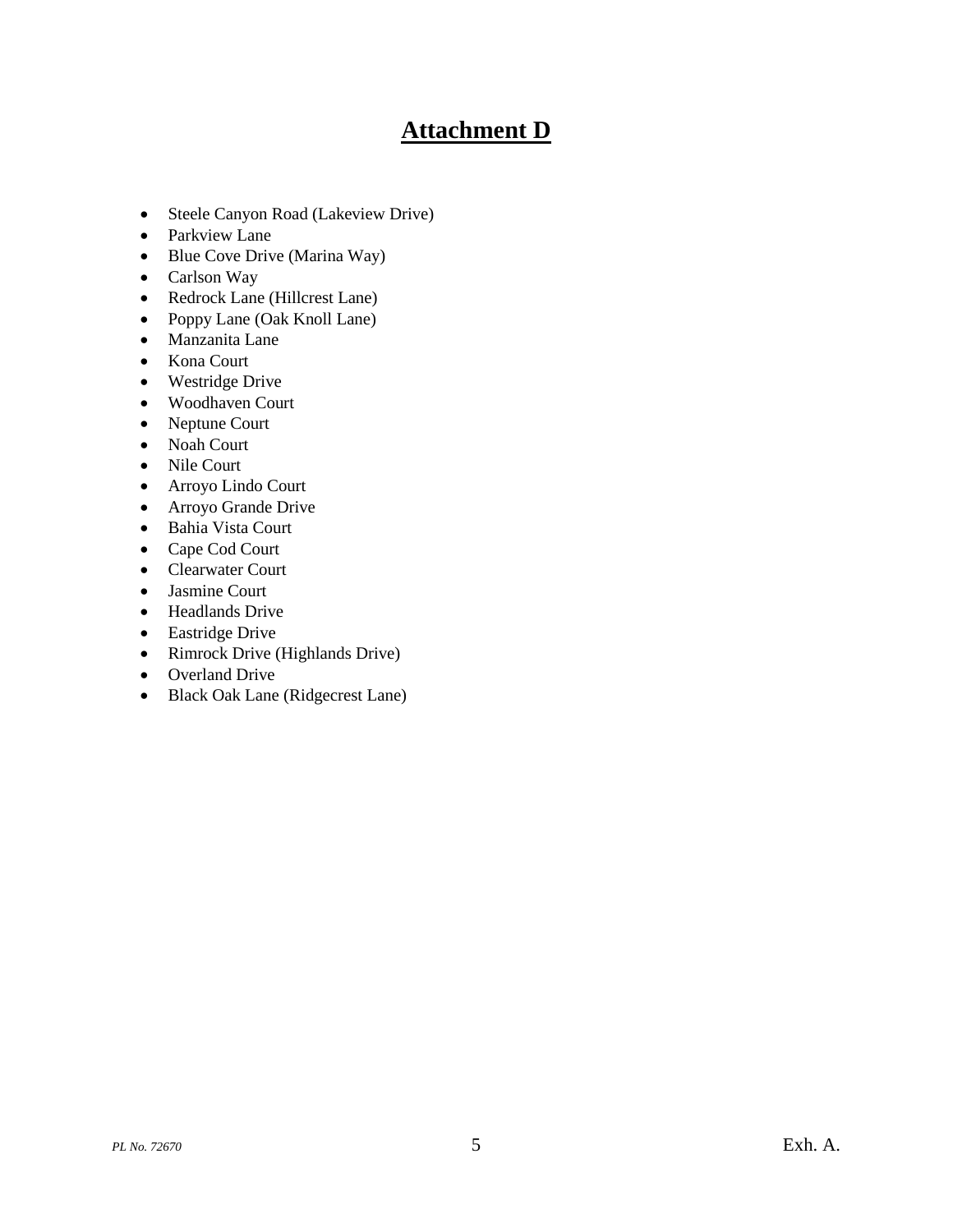# **Attachment D**

- Steele Canyon Road (Lakeview Drive)
- Parkview Lane
- Blue Cove Drive (Marina Way)
- Carlson Way
- Redrock Lane (Hillcrest Lane)
- Poppy Lane (Oak Knoll Lane)
- Manzanita Lane
- Kona Court
- Westridge Drive
- Woodhaven Court
- Neptune Court
- Noah Court
- Nile Court
- Arroyo Lindo Court
- Arroyo Grande Drive
- Bahia Vista Court
- Cape Cod Court
- Clearwater Court
- Jasmine Court
- Headlands Drive
- Eastridge Drive
- Rimrock Drive (Highlands Drive)
- Overland Drive
- Black Oak Lane (Ridgecrest Lane)